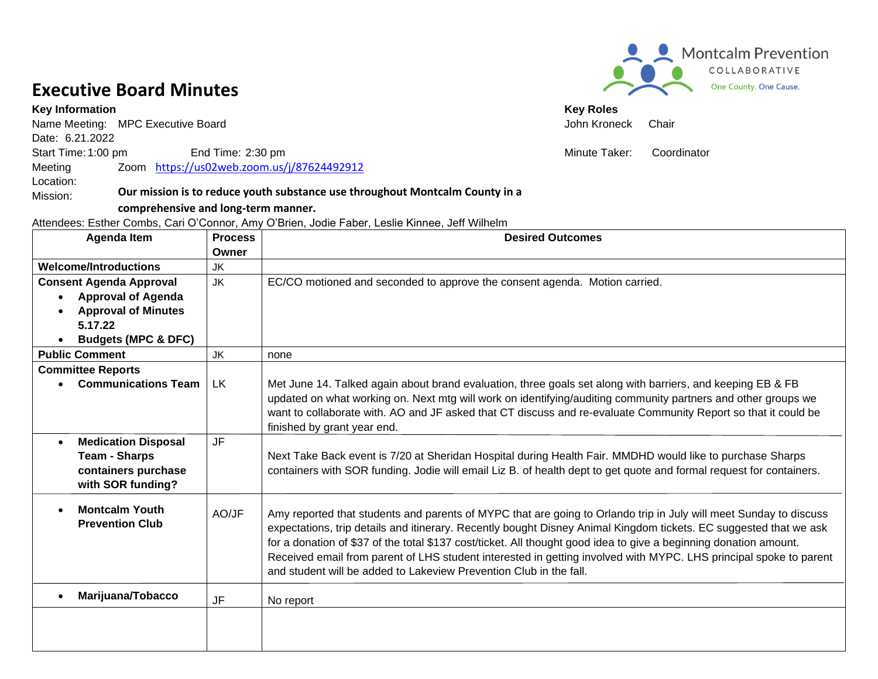Montcalm Prevention COLLABORATIVE One County. One Cause.

# Executive Board Minutes

**Key Information**

Name Meeting: MPC Executive Board

Date: 6.21.2022

Start Time: 1:00 pm End Time: 2:30 pm

Meeting Location: Zoom https://us02web.zoom.us/j/87624492912

Mission: **Our mission is to reduce youth substance use throughout Montcalm County in a comprehensive and long-term manner.**

**Key Roles**

John Kroneck Chair

Minute Taker: Coordinator

Attendees: Esther Combs, Cari O'Connor, Amy O'Brien, Jodie Faber, Leslie Kinnee, Jeff Wilhelm

| Agenda Item | Process Owner | Desired Outcomes |
|---|---|---|
| **Welcome/Introductions** | JK | |
| **Consent Agenda Approval**<br>• **Approval of Agenda**<br>• **Approval of Minutes 5.17.22**<br>• **Budgets (MPC & DFC)** | JK | EC/CO motioned and seconded to approve the consent agenda. Motion carried. |
| **Public Comment** | JK | none |
| **Committee Reports**<br>• **Communications Team** | LK | Met June 14. Talked again about brand evaluation, three goals set along with barriers, and keeping EB & FB updated on what working on. Next mtg will work on identifying/auditing community partners and other groups we want to collaborate with. AO and JF asked that CT discuss and re-evaluate Community Report so that it could be finished by grant year end. |
| • **Medication Disposal Team - Sharps containers purchase with SOR funding?** | JF | Next Take Back event is 7/20 at Sheridan Hospital during Health Fair. MMDHD would like to purchase Sharps containers with SOR funding. Jodie will email Liz B. of health dept to get quote and formal request for containers. |
| • **Montcalm Youth Prevention Club** | AO/JF | Amy reported that students and parents of MYPC that are going to Orlando trip in July will meet Sunday to discuss expectations, trip details and itinerary. Recently bought Disney Animal Kingdom tickets. EC suggested that we ask for a donation of $37 of the total $137 cost/ticket. All thought good idea to give a beginning donation amount. Received email from parent of LHS student interested in getting involved with MYPC. LHS principal spoke to parent and student will be added to Lakeview Prevention Club in the fall. |
| • **Marijuana/Tobacco** | JF | No report |
| | | |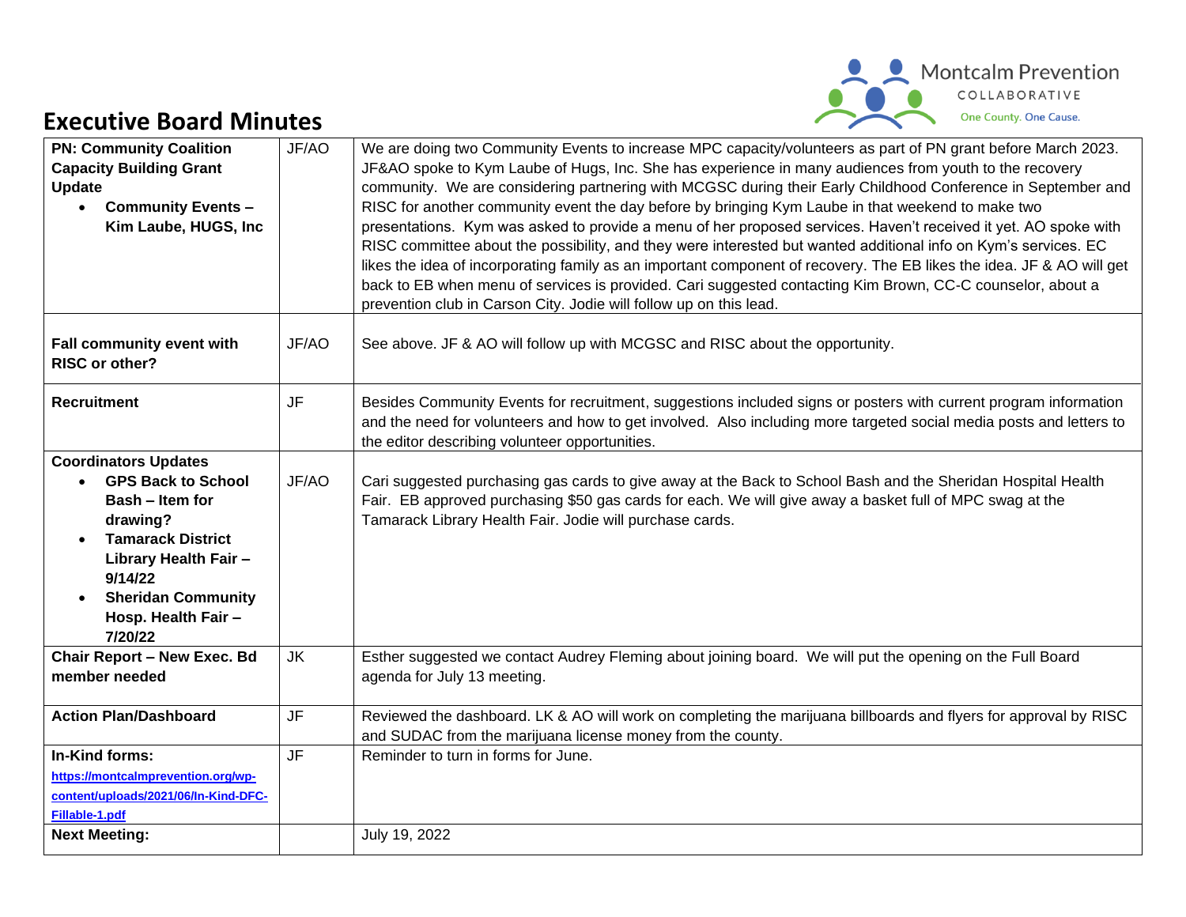# Executive Board Minutes

Montcalm Prevention COLLABORATIVE
One County. One Cause.

| | | |
|---|---|---|
| **PN: Community Coalition Capacity Building Grant Update**<br>• **Community Events – Kim Laube, HUGS, Inc** | JF/AO | We are doing two Community Events to increase MPC capacity/volunteers as part of PN grant before March 2023. JF&AO spoke to Kym Laube of Hugs, Inc. She has experience in many audiences from youth to the recovery community. We are considering partnering with MCGSC during their Early Childhood Conference in September and RISC for another community event the day before by bringing Kym Laube in that weekend to make two presentations. Kym was asked to provide a menu of her proposed services. Haven't received it yet. AO spoke with RISC committee about the possibility, and they were interested but wanted additional info on Kym's services. EC likes the idea of incorporating family as an important component of recovery. The EB likes the idea. JF & AO will get back to EB when menu of services is provided. Cari suggested contacting Kim Brown, CC-C counselor, about a prevention club in Carson City. Jodie will follow up on this lead. |
| **Fall community event with RISC or other?** | JF/AO | See above. JF & AO will follow up with MCGSC and RISC about the opportunity. |
| **Recruitment** | JF | Besides Community Events for recruitment, suggestions included signs or posters with current program information and the need for volunteers and how to get involved. Also including more targeted social media posts and letters to the editor describing volunteer opportunities. |
| **Coordinators Updates**<br>• **GPS Back to School Bash – Item for drawing?**<br>• **Tamarack District Library Health Fair – 9/14/22**<br>• **Sheridan Community Hosp. Health Fair – 7/20/22** | JF/AO | Cari suggested purchasing gas cards to give away at the Back to School Bash and the Sheridan Hospital Health Fair. EB approved purchasing $50 gas cards for each. We will give away a basket full of MPC swag at the Tamarack Library Health Fair. Jodie will purchase cards. |
| **Chair Report – New Exec. Bd member needed** | JK | Esther suggested we contact Audrey Fleming about joining board. We will put the opening on the Full Board agenda for July 13 meeting. |
| **Action Plan/Dashboard** | JF | Reviewed the dashboard. LK & AO will work on completing the marijuana billboards and flyers for approval by RISC and SUDAC from the marijuana license money from the county. |
| **In-Kind forms:** https://montcalmprevention.org/wp-content/uploads/2021/06/In-Kind-DFC-Fillable-1.pdf | JF | Reminder to turn in forms for June. |
| **Next Meeting:** | | July 19, 2022 |